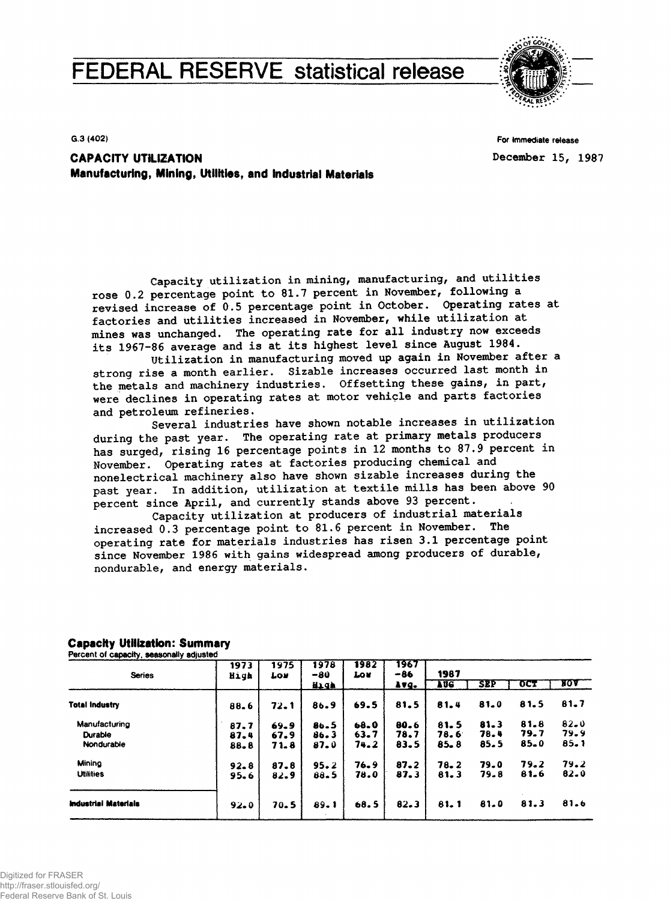# FEDERAL RESERVE statistical release

G.3 (402)

For immediate release
December 15, 1987

## CAPACITY UTILIZATION
### Manufacturing, Mining, Utilities, and Industrial Materials

Capacity utilization in mining, manufacturing, and utilities rose 0.2 percentage point to 81.7 percent in November, following a revised increase of 0.5 percentage point in October. Operating rates at factories and utilities increased in November, while utilization at mines was unchanged. The operating rate for all industry now exceeds its 1967-86 average and is at its highest level since August 1984.

Utilization in manufacturing moved up again in November after a strong rise a month earlier. Sizable increases occurred last month in the metals and machinery industries. Offsetting these gains, in part, were declines in operating rates at motor vehicle and parts factories and petroleum refineries.

Several industries have shown notable increases in utilization during the past year. The operating rate at primary metals producers has surged, rising 16 percentage points in 12 months to 87.9 percent in November. Operating rates at factories producing chemical and nonelectrical machinery also have shown sizable increases during the past year. In addition, utilization at textile mills has been above 90 percent since April, and currently stands above 93 percent.

Capacity utilization at producers of industrial materials increased 0.3 percentage point to 81.6 percent in November. The operating rate for materials industries has risen 3.1 percentage point since November 1986 with gains widespread among producers of durable, nondurable, and energy materials.

**Capacity Utilization: Summary**
Percent of capacity, seasonally adjusted

| Series | 1973 High | 1975 Low | 1978-80 High | 1982 Low | 1967-86 Avg. | 1987 AUG | SEP | OCT | NOV |
|---|---|---|---|---|---|---|---|---|---|
| **Total Industry** | 88.6 | 72.1 | 86.9 | 69.5 | 81.5 | 81.4 | 81.0 | 81.5 | 81.7 |
| Manufacturing | 87.7 | 69.9 | 86.5 | 68.0 | 80.6 | 81.5 | 81.3 | 81.8 | 82.0 |
| Durable | 87.4 | 67.9 | 86.3 | 63.7 | 78.7 | 78.6 | 78.4 | 79.7 | 79.9 |
| Nondurable | 88.8 | 71.8 | 87.0 | 74.2 | 83.5 | 85.8 | 85.5 | 85.0 | 85.1 |
| Mining | 92.8 | 87.8 | 95.2 | 76.9 | 87.2 | 78.2 | 79.0 | 79.2 | 79.2 |
| Utilities | 95.6 | 82.9 | 88.5 | 78.0 | 87.3 | 81.3 | 79.8 | 81.6 | 82.0 |
| **Industrial Materials** | 92.0 | 70.5 | 89.1 | 68.5 | 82.3 | 81.1 | 81.0 | 81.3 | 81.6 |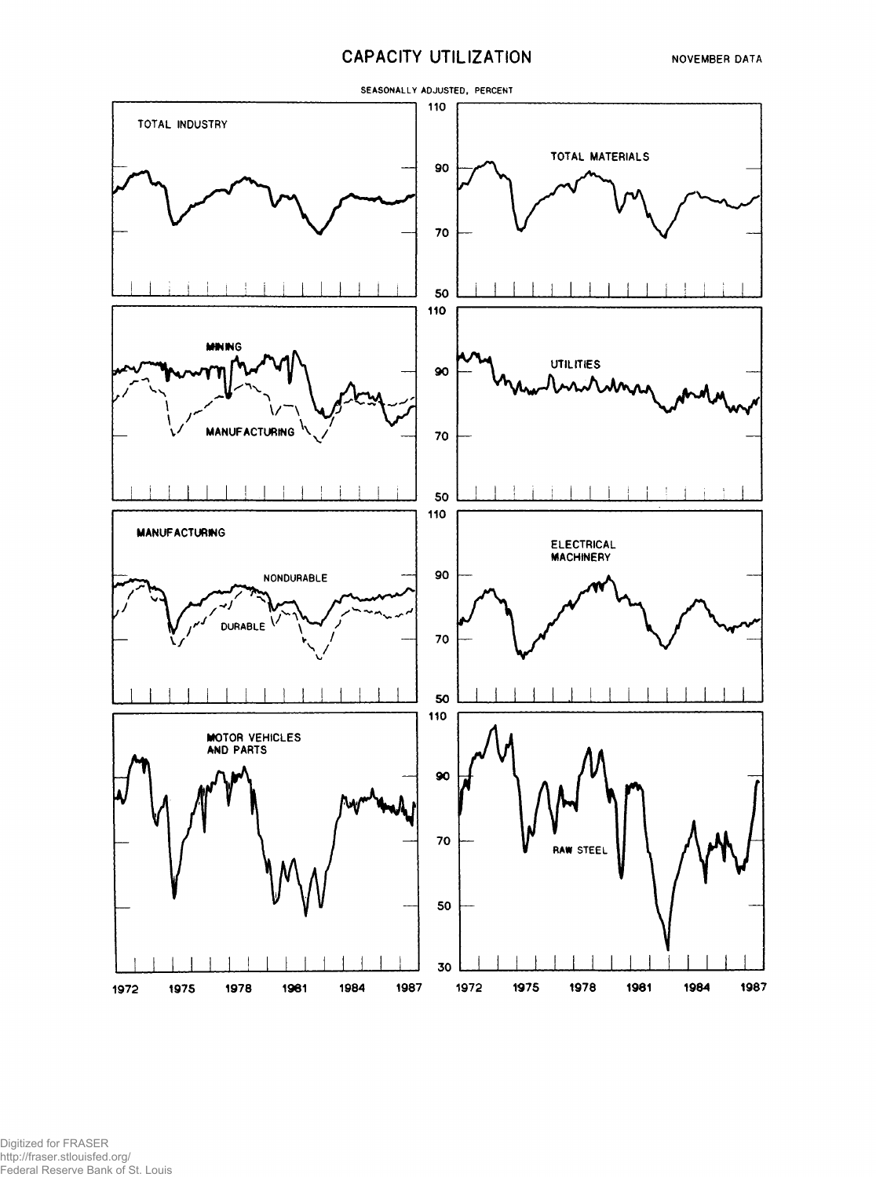# CAPACITY UTILIZATION

NOVEMBER DATA

SEASONALLY ADJUSTED, PERCENT

TOTAL INDUSTRY

TOTAL MATERIALS

MINING

MANUFACTURING

UTILITIES

MANUFACTURING

NONDURABLE

DURABLE

ELECTRICAL MACHINERY

MOTOR VEHICLES AND PARTS

RAW STEEL

110
90
70
50
30

1972 1975 1978 1981 1984 1987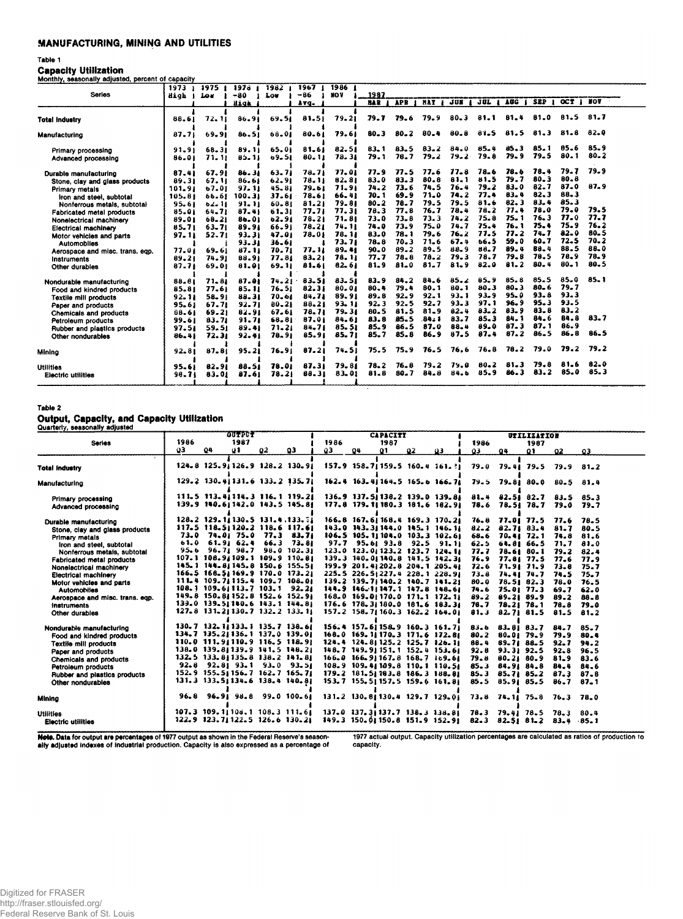## MANUFACTURING, MINING AND UTILITIES

### Table 1

### Capacity Utilization

Monthly, seasonally adjusted, percent of capacity

| Series | 1973 High | 1975 Low | 1978-80 High | 1982 Low | 1967-86 Avg. | 1986 NOV | 1987 MAR | APR | MAY | JUN | JUL | AUG | SEP | OCT | NOV |
|---|---|---|---|---|---|---|---|---|---|---|---|---|---|---|---|
| Total Industry | 88.6 | 72.1 | 86.9 | 69.5 | 81.5 | 79.2 | 79.7 | 79.6 | 79.9 | 80.3 | 81.1 | 81.4 | 81.0 | 81.5 | 81.7 |
| Manufacturing | 87.7 | 69.9 | 86.5 | 68.0 | 80.6 | 79.6 | 80.3 | 80.2 | 80.4 | 80.8 | 81.5 | 81.5 | 81.3 | 81.8 | 82.0 |
| Primary processing | 91.9 | 68.3 | 89.1 | 65.0 | 81.6 | 82.5 | 83.1 | 83.5 | 83.2 | 84.0 | 85.4 | 85.3 | 85.1 | 85.6 | 85.9 |
| Advanced processing | 86.0 | 71.1 | 85.1 | 69.5 | 80.1 | 78.3 | 79.1 | 78.7 | 79.2 | 79.2 | 79.8 | 79.9 | 79.5 | 80.1 | 80.2 |
| Durable manufacturing | 87.4 | 67.9 | 86.3 | 63.7 | 78.7 | 77.0 | 77.9 | 77.5 | 77.6 | 77.8 | 78.6 | 78.6 | 78.4 | 79.7 | 79.9 |
| Stone, clay and glass products | 89.3 | 67.1 | 86.6 | 62.9 | 78.1 | 82.8 | 83.0 | 83.3 | 80.8 | 81.1 | 81.5 | 79.7 | 80.3 | 80.8 | |
| Primary metals | 101.9 | 67.0 | 97.1 | 45.8 | 79.6 | 71.9 | 74.2 | 73.6 | 74.5 | 76.4 | 79.2 | 83.0 | 82.7 | 87.0 | 87.9 |
| Iron and steel, subtotal | 105.8 | 66.6 | 100.3 | 37.6 | 78.6 | 66.4 | 70.1 | 69.9 | 71.0 | 74.2 | 77.4 | 83.4 | 82.3 | 88.3 | |
| Nonferrous metals, subtotal | 95.6 | 62.1 | 91.1 | 60.8 | 81.2 | 79.8 | 80.2 | 78.7 | 79.5 | 79.5 | 81.6 | 82.3 | 83.4 | 85.3 | |
| Fabricated metal products | 85.0 | 64.7 | 87.4 | 61.3 | 77.7 | 77.3 | 78.3 | 77.8 | 76.7 | 78.4 | 78.2 | 77.4 | 78.0 | 79.0 | 79.5 |
| Nonelectrical machinery | 89.0 | 68.2 | 86.0 | 62.9 | 78.2 | 71.8 | 73.0 | 73.8 | 73.3 | 74.2 | 75.8 | 75.1 | 76.3 | 77.0 | 77.7 |
| Electrical machinery | 85.7 | 63.7 | 89.9 | 66.9 | 78.2 | 74.1 | 74.0 | 73.9 | 75.0 | 74.7 | 75.4 | 76.1 | 75.4 | 75.9 | 76.2 |
| Motor vehicles and parts | 97.1 | 52.7 | 93.3 | 47.0 | 78.0 | 78.1 | 83.0 | 78.1 | 79.6 | 76.2 | 77.5 | 77.2 | 74.7 | 82.0 | 80.5 |
| Automobiles | | | 93.3 | 36.6 | | 73.7 | 78.8 | 70.3 | 71.6 | 67.4 | 66.5 | 59.0 | 60.7 | 72.5 | 70.2 |
| Aerospace and misc. trans. eqp. | 77.0 | 69.6 | 87.1 | 70.7 | 77.1 | 89.4 | 90.0 | 89.2 | 89.5 | 88.9 | 88.7 | 89.4 | 88.4 | 88.5 | 88.0 |
| Instruments | 89.2 | 74.9 | 88.9 | 77.8 | 83.2 | 78.1 | 77.7 | 78.8 | 78.2 | 79.3 | 78.7 | 79.8 | 78.5 | 78.9 | 78.9 |
| Other durables | 87.7 | 69.0 | 81.0 | 69.1 | 81.6 | 82.6 | 81.9 | 81.0 | 81.7 | 81.9 | 82.0 | 81.2 | 80.4 | 80.1 | 80.5 |
| Nondurable manufacturing | 88.8 | 71.8 | 87.0 | 74.2 | 83.5 | 83.5 | 83.9 | 84.2 | 84.6 | 85.2 | 85.9 | 85.8 | 85.5 | 85.0 | 85.1 |
| Food and kindred products | 85.8 | 77.6 | 85.1 | 76.5 | 82.3 | 80.0 | 80.4 | 79.4 | 80.1 | 80.1 | 80.3 | 80.3 | 80.6 | 79.7 | |
| Textile mill products | 92.1 | 58.9 | 88.3 | 70.6 | 84.7 | 89.9 | 89.8 | 92.9 | 92.1 | 93.1 | 93.9 | 95.0 | 93.8 | 93.3 | |
| Paper and products | 95.6 | 67.7 | 92.7 | 80.2 | 88.2 | 93.1 | 92.3 | 92.5 | 92.7 | 93.3 | 97.1 | 96.9 | 95.3 | 93.5 | |
| Chemicals and products | 88.6 | 69.2 | 82.9 | 67.6 | 78.7 | 79.3 | 80.5 | 81.5 | 81.9 | 82.4 | 83.2 | 83.9 | 83.8 | 83.2 | |
| Petroleum products | 99.6 | 83.7 | 91.7 | 68.8 | 87.0 | 84.6 | 83.8 | 85.5 | 84.1 | 83.7 | 85.3 | 84.1 | 84.6 | 84.8 | 83.7 |
| Rubber and plastics products | 97.5 | 59.5 | 89.4 | 71.2 | 84.7 | 85.5 | 85.9 | 86.5 | 87.0 | 88.4 | 89.0 | 87.3 | 87.1 | 86.9 | |
| Other nondurables | 86.4 | 72.3 | 92.4 | 78.9 | 85.9 | 85.7 | 85.7 | 85.8 | 86.9 | 87.5 | 87.4 | 87.2 | 86.5 | 86.8 | 86.5 |
| Mining | 92.8 | 87.8 | 95.2 | 76.9 | 87.2 | 74.5 | 75.5 | 75.9 | 76.5 | 76.6 | 76.8 | 78.2 | 79.0 | 79.2 | 79.2 |
| Utilities | 95.6 | 82.9 | 88.5 | 78.0 | 87.3 | 79.8 | 78.2 | 76.8 | 79.2 | 79.0 | 80.2 | 81.3 | 79.8 | 81.6 | 82.0 |
| Electric utilities | 98.7 | 83.0 | 87.6 | 78.2 | 88.3 | 83.0 | 81.8 | 80.7 | 84.8 | 84.6 | 85.9 | 86.3 | 83.2 | 85.0 | 85.3 |

### Table 2

### Output, Capacity, and Capacity Utilization

Quarterly, seasonally adjusted

| Series | OUTPUT 1986 Q3 | Q4 | 1987 Q1 | Q2 | Q3 | CAPACITY 1986 Q3 | Q4 | 1987 Q1 | Q2 | Q3 | UTILIZATION 1986 Q3 | Q4 | 1987 Q1 | Q2 | Q3 |
|---|---|---|---|---|---|---|---|---|---|---|---|---|---|---|---|
| Total Industry | 124.8 | 125.9 | 126.9 | 128.2 | 130.9 | 157.9 | 158.7 | 159.5 | 160.4 | 161.2 | 79.0 | 79.4 | 79.5 | 79.9 | 81.2 |
| Manufacturing | 129.2 | 130.4 | 131.6 | 133.2 | 135.7 | 162.4 | 163.4 | 164.5 | 165.6 | 166.7 | 79.5 | 79.8 | 80.0 | 80.5 | 81.4 |
| Primary processing | 111.5 | 113.4 | 114.3 | 116.1 | 119.2 | 136.9 | 137.5 | 138.2 | 139.0 | 139.8 | 81.4 | 82.5 | 82.7 | 83.5 | 85.3 |
| Advanced processing | 139.9 | 140.6 | 142.0 | 143.5 | 145.8 | 177.8 | 179.1 | 180.3 | 181.6 | 182.9 | 78.6 | 78.5 | 78.7 | 79.0 | 79.7 |
| Durable manufacturing | 128.2 | 129.1 | 130.5 | 131.4 | 133.7 | 166.8 | 167.6 | 168.4 | 169.3 | 170.2 | 76.8 | 77.0 | 77.5 | 77.6 | 78.5 |
| Stone, clay and glass products | 117.5 | 118.5 | 120.2 | 118.6 | 117.6 | 143.0 | 143.3 | 144.0 | 145.1 | 146.1 | 82.2 | 82.7 | 83.4 | 81.7 | 80.5 |
| Primary metals | 73.0 | 74.0 | 75.0 | 77.3 | 83.7 | 106.5 | 105.1 | 104.0 | 103.3 | 102.6 | 68.6 | 70.4 | 72.1 | 74.8 | 81.6 |
| Iron and steel, subtotal | 61.0 | 61.9 | 62.4 | 66.3 | 73.8 | 97.7 | 95.6 | 93.8 | 92.5 | 91.1 | 62.5 | 64.8 | 66.5 | 71.7 | 81.0 |
| Nonferrous metals, subtotal | 95.6 | 96.7 | 98.7 | 98.0 | 102.3 | 123.0 | 123.0 | 123.2 | 123.7 | 124.1 | 77.7 | 78.6 | 80.1 | 79.2 | 82.4 |
| Fabricated metal products | 107.1 | 108.9 | 109.1 | 109.9 | 110.8 | 139.3 | 140.0 | 140.8 | 141.5 | 142.3 | 76.9 | 77.8 | 77.5 | 77.6 | 77.9 |
| Nonelectrical machinery | 145.1 | 144.8 | 145.8 | 150.6 | 155.5 | 199.9 | 201.4 | 202.8 | 204.1 | 205.4 | 72.6 | 71.9 | 71.9 | 73.8 | 75.7 |
| Electrical machinery | 166.5 | 168.5 | 169.9 | 170.0 | 173.2 | 225.5 | 226.5 | 227.4 | 228.1 | 228.9 | 73.8 | 74.4 | 74.7 | 74.5 | 75.7 |
| Motor vehicles and parts | 111.4 | 109.7 | 115.4 | 109.7 | 108.0 | 139.2 | 139.7 | 140.2 | 140.7 | 141.2 | 80.0 | 78.5 | 82.3 | 78.0 | 76.5 |
| Automobiles | 108.1 | 109.6 | 113.7 | 103.1 | 92.2 | 144.9 | 146.1 | 147.1 | 147.8 | 148.6 | 74.6 | 75.0 | 77.3 | 69.7 | 62.0 |
| Aerospace and misc. trans. eqp. | 149.8 | 150.8 | 152.8 | 152.6 | 152.9 | 168.0 | 169.0 | 170.0 | 171.1 | 172.1 | 89.2 | 89.2 | 89.9 | 89.2 | 88.8 |
| Instruments | 133.0 | 139.5 | 140.6 | 143.1 | 144.8 | 176.6 | 178.3 | 180.0 | 181.6 | 183.3 | 78.7 | 78.2 | 78.1 | 78.8 | 79.0 |
| Other durables | 127.8 | 131.2 | 130.7 | 132.2 | 133.1 | 157.2 | 158.7 | 160.3 | 162.2 | 164.0 | 81.3 | 82.7 | 81.5 | 81.5 | 81.2 |
| Nondurable manufacturing | 130.7 | 132.1 | 133.1 | 135.7 | 138.6 | 156.4 | 157.6 | 158.9 | 160.3 | 161.7 | 83.6 | 83.8 | 83.7 | 84.7 | 85.7 |
| Food and kindred products | 134.7 | 135.2 | 136.1 | 137.0 | 139.0 | 168.0 | 169.1 | 170.3 | 171.6 | 172.8 | 80.2 | 80.0 | 79.9 | 79.9 | 80.4 |
| Textile mill products | 110.0 | 111.9 | 110.9 | 116.5 | 118.9 | 124.4 | 124.8 | 125.2 | 125.7 | 126.1 | 88.4 | 89.7 | 88.5 | 92.7 | 94.2 |
| Paper and products | 138.0 | 139.8 | 139.9 | 141.5 | 148.2 | 148.7 | 149.9 | 151.1 | 152.4 | 153.6 | 92.8 | 93.3 | 92.5 | 92.8 | 96.5 |
| Chemicals and products | 132.5 | 133.8 | 135.8 | 138.2 | 141.8 | 166.0 | 166.9 | 167.8 | 168.7 | 169.6 | 79.8 | 80.2 | 80.9 | 81.9 | 83.6 |
| Petroleum products | 92.8 | 92.8 | 93.1 | 93.0 | 93.5 | 108.9 | 109.4 | 109.8 | 110.1 | 110.5 | 85.3 | 84.9 | 84.8 | 84.4 | 84.6 |
| Rubber and plastics products | 152.9 | 155.5 | 156.7 | 162.7 | 165.7 | 179.2 | 181.5 | 183.8 | 186.3 | 188.8 | 85.3 | 85.7 | 85.2 | 87.3 | 87.8 |
| Other nondurables | 131.3 | 133.5 | 134.6 | 138.4 | 140.8 | 153.7 | 155.5 | 157.5 | 159.6 | 161.8 | 85.5 | 85.9 | 85.5 | 86.7 | 87.1 |
| Mining | 96.8 | 96.9 | 98.8 | 99.0 | 100.6 | 131.2 | 130.8 | 130.4 | 129.7 | 129.0 | 73.8 | 74.1 | 75.8 | 76.3 | 78.0 |
| Utilities | 107.3 | 109.1 | 108.1 | 108.3 | 111.6 | 137.0 | 137.3 | 137.7 | 138.3 | 138.8 | 78.3 | 79.4 | 78.5 | 78.3 | 80.4 |
| Electric utilities | 122.9 | 123.7 | 122.5 | 126.6 | 130.2 | 149.3 | 150.0 | 150.8 | 151.9 | 152.9 | 82.3 | 82.5 | 81.2 | 83.4 | 85.1 |

**Note.** Data for output are percentages of 1977 output as shown in the Federal Reserve's seasonally adjusted indexes of industrial production. Capacity is also expressed as a percentage of 1977 actual output. Capacity utilization percentages are calculated as ratios of production to capacity.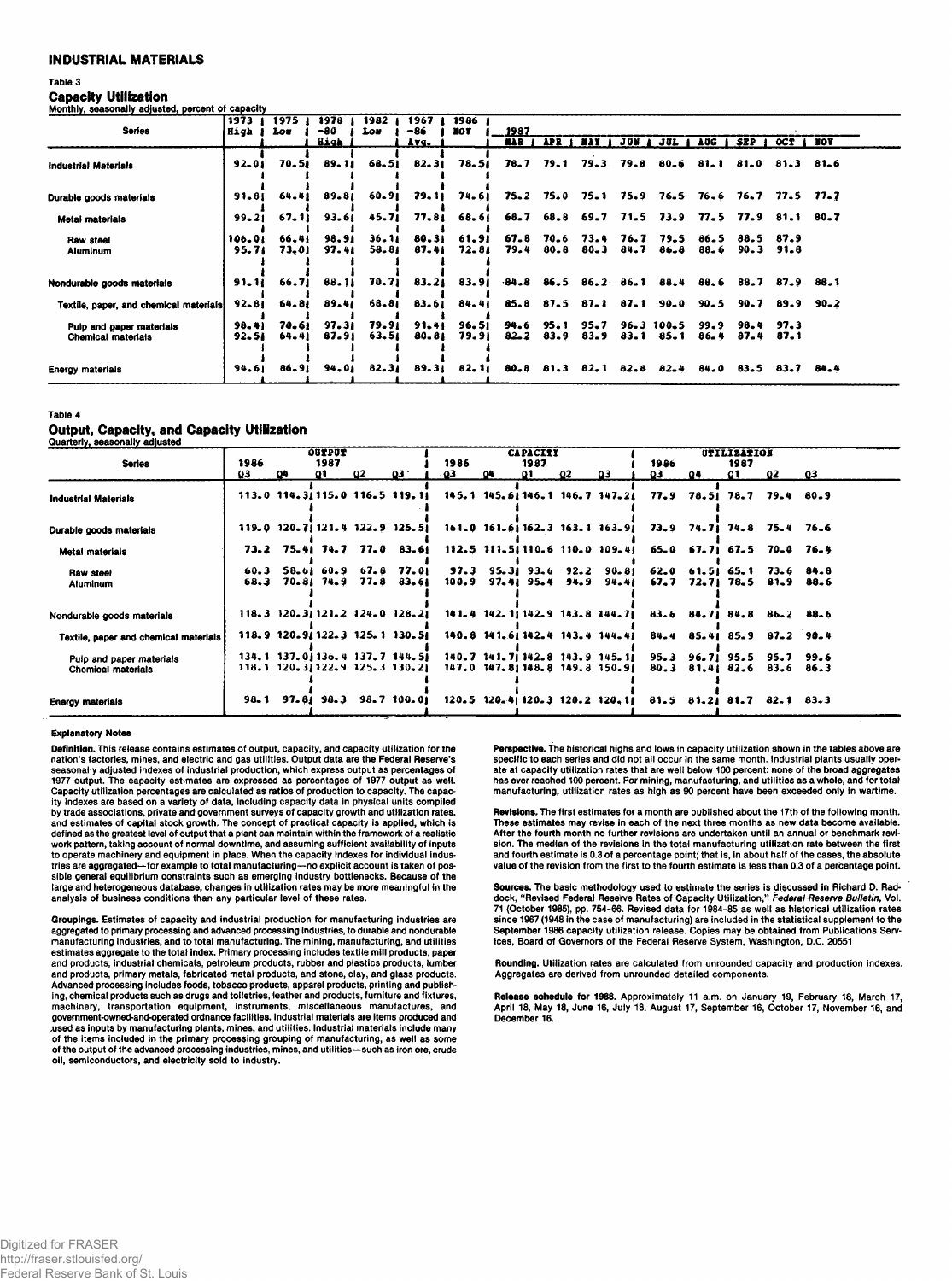## INDUSTRIAL MATERIALS

### Table 3

### Capacity Utilization

Monthly, seasonally adjusted, percent of capacity

| Series | 1973 High | 1975 Low | 1978 -80 High | 1982 Low | 1967 -86 Avg. | 1986 NOV | 1987 MAR | APR | MAY | JUN | JUL | AUG | SEP | OCT | NOV |
|---|---|---|---|---|---|---|---|---|---|---|---|---|---|---|---|
| Industrial Materials | 92.0 | 70.5 | 89.1 | 68.5 | 82.3 | 78.5 | 78.7 | 79.1 | 79.3 | 79.8 | 80.6 | 81.1 | 81.0 | 81.3 | 81.6 |
| Durable goods materials | 91.8 | 64.4 | 89.8 | 60.9 | 79.1 | 74.6 | 75.2 | 75.0 | 75.1 | 75.9 | 76.5 | 76.6 | 76.7 | 77.5 | 77.7 |
| Metal materials | 99.2 | 67.1 | 93.6 | 45.7 | 77.8 | 68.6 | 68.7 | 68.8 | 69.7 | 71.5 | 73.9 | 77.5 | 77.9 | 81.1 | 80.7 |
| Raw steel | 106.0 | 66.4 | 98.9 | 36.1 | 80.3 | 61.9 | 67.8 | 70.6 | 73.4 | 76.7 | 79.5 | 86.5 | 88.5 | 87.9 | |
| Aluminum | 95.7 | 73.0 | 97.4 | 58.8 | 87.4 | 72.8 | 79.4 | 80.8 | 80.3 | 84.7 | 86.8 | 88.6 | 90.3 | 91.8 | |
| Nondurable goods materials | 91.1 | 66.7 | 88.1 | 70.7 | 83.2 | 83.9 | 84.8 | 86.5 | 86.2 | 86.1 | 88.4 | 88.6 | 88.7 | 87.9 | 88.1 |
| Textile, paper, and chemical materials | 92.8 | 64.8 | 89.4 | 68.8 | 83.6 | 84.4 | 85.8 | 87.5 | 87.1 | 87.1 | 90.0 | 90.5 | 90.7 | 89.9 | 90.2 |
| Pulp and paper materials | 98.4 | 70.6 | 97.3 | 79.9 | 91.4 | 96.5 | 94.6 | 95.1 | 95.7 | 96.3 | 100.5 | 99.9 | 98.4 | 97.3 | |
| Chemical materials | 92.5 | 64.4 | 87.9 | 63.5 | 80.8 | 79.9 | 82.2 | 83.9 | 83.9 | 83.1 | 85.1 | 86.4 | 87.4 | 87.1 | |
| Energy materials | 94.6 | 86.9 | 94.0 | 82.3 | 89.3 | 82.1 | 80.8 | 81.3 | 82.1 | 82.8 | 82.4 | 84.0 | 83.5 | 83.7 | 84.4 |

### Table 4

### Output, Capacity, and Capacity Utilization

Quarterly, seasonally adjusted

| Series | OUTPUT 1986 Q3 | Q4 | 1987 Q1 | Q2 | Q3 | CAPACITY 1986 Q3 | Q4 | 1987 Q1 | Q2 | Q3 | UTILIZATION 1986 Q3 | Q4 | 1987 Q1 | Q2 | Q3 |
|---|---|---|---|---|---|---|---|---|---|---|---|---|---|---|---|
| Industrial Materials | 113.0 | 114.3 | 115.0 | 116.5 | 119.1 | 145.1 | 145.6 | 146.1 | 146.7 | 147.2 | 77.9 | 78.5 | 78.7 | 79.4 | 80.9 |
| Durable goods materials | 119.0 | 120.7 | 121.4 | 122.9 | 125.5 | 161.0 | 161.6 | 162.3 | 163.1 | 163.9 | 73.9 | 74.7 | 74.8 | 75.4 | 76.6 |
| Metal materials | 73.2 | 75.4 | 74.7 | 77.0 | 83.6 | 112.5 | 111.5 | 110.6 | 110.0 | 109.4 | 65.0 | 67.7 | 67.5 | 70.0 | 76.4 |
| Raw steel | 60.3 | 58.6 | 60.9 | 67.8 | 77.0 | 97.3 | 95.3 | 93.6 | 92.2 | 90.8 | 62.0 | 61.5 | 65.1 | 73.6 | 84.8 |
| Aluminum | 68.3 | 70.8 | 74.9 | 77.8 | 83.6 | 100.9 | 97.4 | 95.4 | 94.9 | 94.4 | 67.7 | 72.7 | 78.5 | 81.9 | 88.6 |
| Nondurable goods materials | 118.3 | 120.3 | 121.2 | 124.0 | 128.2 | 141.4 | 142.1 | 142.9 | 143.8 | 144.7 | 83.6 | 84.7 | 84.8 | 86.2 | 88.6 |
| Textile, paper and chemical materials | 118.9 | 120.9 | 122.3 | 125.1 | 130.5 | 140.8 | 141.6 | 142.4 | 143.4 | 144.4 | 84.4 | 85.4 | 85.9 | 87.2 | 90.4 |
| Pulp and paper materials | 134.1 | 137.0 | 136.4 | 137.7 | 144.5 | 140.7 | 141.7 | 142.8 | 143.9 | 145.1 | 95.3 | 96.7 | 95.5 | 95.7 | 99.6 |
| Chemical materials | 118.1 | 120.3 | 122.9 | 125.3 | 130.2 | 147.0 | 147.8 | 148.8 | 149.8 | 150.9 | 80.3 | 81.4 | 82.6 | 83.6 | 86.3 |
| Energy materials | 98.1 | 97.8 | 98.3 | 98.7 | 100.0 | 120.5 | 120.4 | 120.3 | 120.2 | 120.1 | 81.5 | 81.2 | 81.7 | 82.1 | 83.3 |

### Explanatory Notes

**Definition.** This release contains estimates of output, capacity, and capacity utilization for the nation's factories, mines, and electric and gas utilities. Output data are the Federal Reserve's seasonally adjusted indexes of industrial production, which express output as percentages of 1977 output. The capacity estimates are expressed as percentages of 1977 output as well. Capacity utilization percentages are calculated as ratios of production to capacity. The capacity indexes are based on a variety of data, including capacity data in physical units compiled by trade associations, private and government surveys of capacity growth and utilization rates, and estimates of capital stock growth. The concept of practical capacity is applied, which is defined as the greatest level of output that a plant can maintain within the framework of a realistic work pattern, taking account of normal downtime, and assuming sufficient availability of inputs to operate machinery and equipment in place. When the capacity indexes for individual industries are aggregated—for example to total manufacturing—no explicit account is taken of possible general equilibrium constraints such as emerging industry bottlenecks. Because of the large and heterogeneous database, changes in utilization rates may be more meaningful in the analysis of business conditions than any particular level of these rates.

**Groupings.** Estimates of capacity and industrial production for manufacturing industries are aggregated to primary processing and advanced processing industries, to durable and nondurable manufacturing industries, and to total manufacturing. The mining, manufacturing, and utilities estimates aggregate to the total index. Primary processing includes textile mill products, paper and products, industrial chemicals, petroleum products, rubber and plastics products, lumber and products, primary metals, fabricated metal products, and stone, clay, and glass products. Advanced processing includes foods, tobacco products, apparel products, printing and publishing, chemical products such as drugs and toiletries, leather and products, furniture and fixtures, machinery, transportation equipment, instruments, miscellaneous manufactures, and government-owned-and-operated ordnance facilities. Industrial materials are items produced and used as inputs by manufacturing plants, mines, and utilities. Industrial materials include many of the items included in the primary processing grouping of manufacturing, as well as some of the output of the advanced processing industries, mines, and utilities—such as iron ore, crude oil, semiconductors, and electricity sold to industry.

**Perspective.** The historical highs and lows in capacity utilization shown in the tables above are specific to each series and did not all occur in the same month. Industrial plants usually operate at capacity utilization rates that are well below 100 percent: none of the broad aggregates has ever reached 100 percent. For mining, manufacturing, and utilities as a whole, and for total manufacturing, utilization rates as high as 90 percent have been exceeded only in wartime.

**Revisions.** The first estimates for a month are published about the 17th of the following month. These estimates may revise in each of the next three months as new data become available. After the fourth month no further revisions are undertaken until an annual or benchmark revision. The median of the revisions in the total manufacturing utilization rate between the first and fourth estimate is 0.3 of a percentage point; that is, in about half of the cases, the absolute value of the revision from the first to the fourth estimate is less than 0.3 of a percentage point.

**Sources.** The basic methodology used to estimate the series is discussed in Richard D. Raddock, "Revised Federal Reserve Rates of Capacity Utilization," *Federal Reserve Bulletin*, Vol. 71 (October 1985), pp. 754-66. Revised data for 1984-85 as well as historical utilization rates since 1967 (1948 in the case of manufacturing) are included in the statistical supplement to the September 1986 capacity utilization release. Copies may be obtained from Publications Services, Board of Governors of the Federal Reserve System, Washington, D.C. 20551

**Rounding.** Utilization rates are calculated from unrounded capacity and production indexes. Aggregates are derived from unrounded detailed components.

**Release schedule for 1988.** Approximately 11 a.m. on January 19, February 18, March 17, April 18, May 18, June 16, July 18, August 17, September 16, October 17, November 16, and December 16.